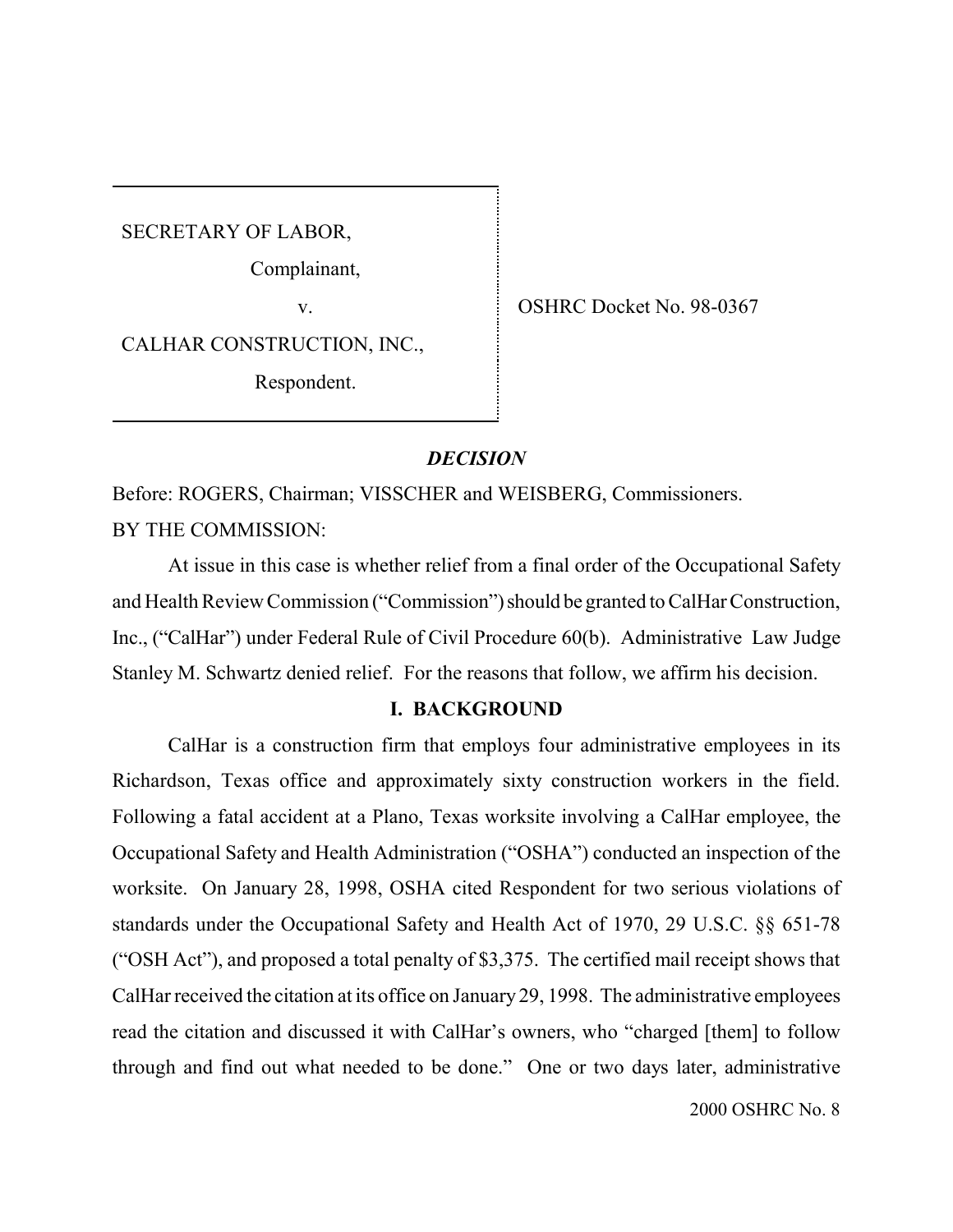| | |
|---|---|
| SECRETARY OF LABOR,<br>Complainant,<br>v.<br>CALHAR CONSTRUCTION, INC.,<br>Respondent. | OSHRC Docket No. 98-0367 |

***DECISION***

Before: ROGERS, Chairman; VISSCHER and WEISBERG, Commissioners.

BY THE COMMISSION:

At issue in this case is whether relief from a final order of the Occupational Safety and Health Review Commission ("Commission") should be granted to CalHar Construction, Inc., ("CalHar") under Federal Rule of Civil Procedure 60(b). Administrative Law Judge Stanley M. Schwartz denied relief. For the reasons that follow, we affirm his decision.

## I. BACKGROUND

CalHar is a construction firm that employs four administrative employees in its Richardson, Texas office and approximately sixty construction workers in the field. Following a fatal accident at a Plano, Texas worksite involving a CalHar employee, the Occupational Safety and Health Administration ("OSHA") conducted an inspection of the worksite. On January 28, 1998, OSHA cited Respondent for two serious violations of standards under the Occupational Safety and Health Act of 1970, 29 U.S.C. §§ 651-78 ("OSH Act"), and proposed a total penalty of $3,375. The certified mail receipt shows that CalHar received the citation at its office on January 29, 1998. The administrative employees read the citation and discussed it with CalHar's owners, who "charged [them] to follow through and find out what needed to be done." One or two days later, administrative

2000 OSHRC No. 8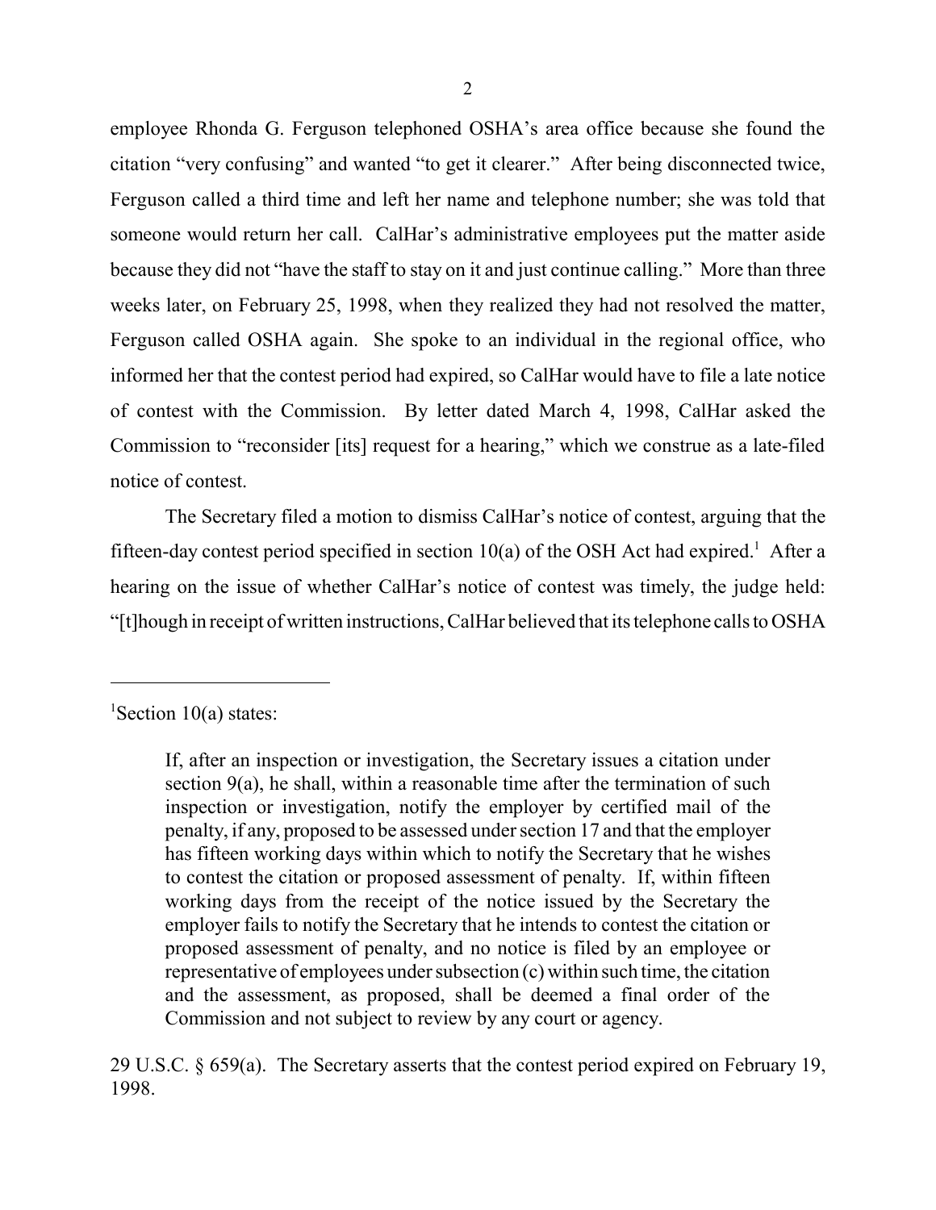employee Rhonda G. Ferguson telephoned OSHA's area office because she found the citation "very confusing" and wanted "to get it clearer." After being disconnected twice, Ferguson called a third time and left her name and telephone number; she was told that someone would return her call. CalHar's administrative employees put the matter aside because they did not "have the staff to stay on it and just continue calling." More than three weeks later, on February 25, 1998, when they realized they had not resolved the matter, Ferguson called OSHA again. She spoke to an individual in the regional office, who informed her that the contest period had expired, so CalHar would have to file a late notice of contest with the Commission. By letter dated March 4, 1998, CalHar asked the Commission to "reconsider [its] request for a hearing," which we construe as a late-filed notice of contest.

The Secretary filed a motion to dismiss CalHar's notice of contest, arguing that the fifteen-day contest period specified in section 10(a) of the OSH Act had expired.[1] After a hearing on the issue of whether CalHar's notice of contest was timely, the judge held: "[t]hough in receipt of written instructions, CalHar believed that its telephone calls to OSHA

---

[1]Section 10(a) states:

> If, after an inspection or investigation, the Secretary issues a citation under section 9(a), he shall, within a reasonable time after the termination of such inspection or investigation, notify the employer by certified mail of the penalty, if any, proposed to be assessed under section 17 and that the employer has fifteen working days within which to notify the Secretary that he wishes to contest the citation or proposed assessment of penalty. If, within fifteen working days from the receipt of the notice issued by the Secretary the employer fails to notify the Secretary that he intends to contest the citation or proposed assessment of penalty, and no notice is filed by an employee or representative of employees under subsection (c) within such time, the citation and the assessment, as proposed, shall be deemed a final order of the Commission and not subject to review by any court or agency.

29 U.S.C. § 659(a). The Secretary asserts that the contest period expired on February 19, 1998.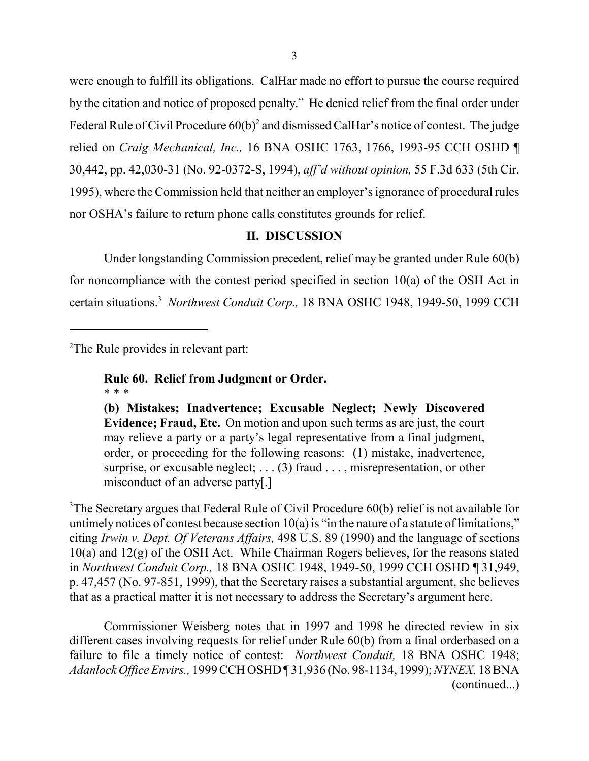were enough to fulfill its obligations. CalHar made no effort to pursue the course required by the citation and notice of proposed penalty." He denied relief from the final order under Federal Rule of Civil Procedure 60(b)[2] and dismissed CalHar's notice of contest. The judge relied on *Craig Mechanical, Inc.,* 16 BNA OSHC 1763, 1766, 1993-95 CCH OSHD ¶ 30,442, pp. 42,030-31 (No. 92-0372-S, 1994), *aff'd without opinion,* 55 F.3d 633 (5th Cir. 1995), where the Commission held that neither an employer's ignorance of procedural rules nor OSHA's failure to return phone calls constitutes grounds for relief.

## II. DISCUSSION

Under longstanding Commission precedent, relief may be granted under Rule 60(b) for noncompliance with the contest period specified in section 10(a) of the OSH Act in certain situations.[3] *Northwest Conduit Corp.,* 18 BNA OSHC 1948, 1949-50, 1999 CCH

---

[2]The Rule provides in relevant part:

> **Rule 60. Relief from Judgment or Order.**
> * * *
>
> **(b) Mistakes; Inadvertence; Excusable Neglect; Newly Discovered Evidence; Fraud, Etc.** On motion and upon such terms as are just, the court may relieve a party or a party's legal representative from a final judgment, order, or proceeding for the following reasons: (1) mistake, inadvertence, surprise, or excusable neglect; . . . (3) fraud . . . , misrepresentation, or other misconduct of an adverse party[.]

[3]The Secretary argues that Federal Rule of Civil Procedure 60(b) relief is not available for untimely notices of contest because section 10(a) is "in the nature of a statute of limitations," citing *Irwin v. Dept. Of Veterans Affairs,* 498 U.S. 89 (1990) and the language of sections 10(a) and 12(g) of the OSH Act. While Chairman Rogers believes, for the reasons stated in *Northwest Conduit Corp.,* 18 BNA OSHC 1948, 1949-50, 1999 CCH OSHD ¶ 31,949, p. 47,457 (No. 97-851, 1999), that the Secretary raises a substantial argument, she believes that as a practical matter it is not necessary to address the Secretary's argument here.

Commissioner Weisberg notes that in 1997 and 1998 he directed review in six different cases involving requests for relief under Rule 60(b) from a final orderbased on a failure to file a timely notice of contest: *Northwest Conduit,* 18 BNA OSHC 1948; *Adanlock Office Envirs.,* 1999 CCH OSHD ¶ 31,936 (No. 98-1134, 1999); *NYNEX,* 18 BNA (continued...)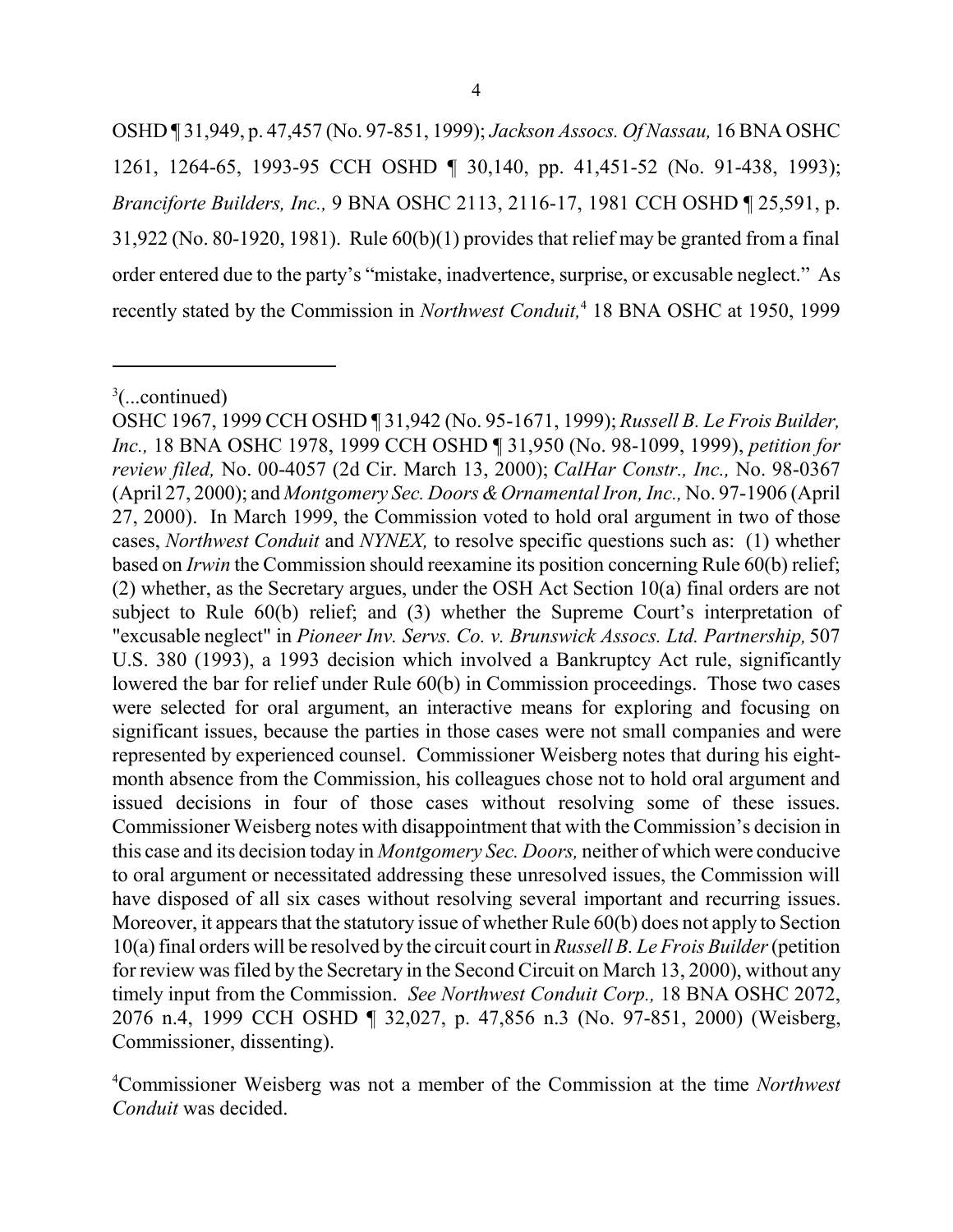OSHD ¶ 31,949, p. 47,457 (No. 97-851, 1999); *Jackson Assocs. Of Nassau,* 16 BNA OSHC 1261, 1264-65, 1993-95 CCH OSHD ¶ 30,140, pp. 41,451-52 (No. 91-438, 1993); *Branciforte Builders, Inc.,* 9 BNA OSHC 2113, 2116-17, 1981 CCH OSHD ¶ 25,591, p. 31,922 (No. 80-1920, 1981). Rule 60(b)(1) provides that relief may be granted from a final order entered due to the party's "mistake, inadvertence, surprise, or excusable neglect." As recently stated by the Commission in *Northwest Conduit,*[4] 18 BNA OSHC at 1950, 1999

---

[3](...continued)

OSHC 1967, 1999 CCH OSHD ¶ 31,942 (No. 95-1671, 1999); *Russell B. Le Frois Builder, Inc.,* 18 BNA OSHC 1978, 1999 CCH OSHD ¶ 31,950 (No. 98-1099, 1999), *petition for review filed,* No. 00-4057 (2d Cir. March 13, 2000); *CalHar Constr., Inc.,* No. 98-0367 (April 27, 2000); and *Montgomery Sec. Doors & Ornamental Iron, Inc.,* No. 97-1906 (April 27, 2000). In March 1999, the Commission voted to hold oral argument in two of those cases, *Northwest Conduit* and *NYNEX,* to resolve specific questions such as: (1) whether based on *Irwin* the Commission should reexamine its position concerning Rule 60(b) relief; (2) whether, as the Secretary argues, under the OSH Act Section 10(a) final orders are not subject to Rule 60(b) relief; and (3) whether the Supreme Court's interpretation of "excusable neglect" in *Pioneer Inv. Servs. Co. v. Brunswick Assocs. Ltd. Partnership,* 507 U.S. 380 (1993), a 1993 decision which involved a Bankruptcy Act rule, significantly lowered the bar for relief under Rule 60(b) in Commission proceedings. Those two cases were selected for oral argument, an interactive means for exploring and focusing on significant issues, because the parties in those cases were not small companies and were represented by experienced counsel. Commissioner Weisberg notes that during his eight-month absence from the Commission, his colleagues chose not to hold oral argument and issued decisions in four of those cases without resolving some of these issues. Commissioner Weisberg notes with disappointment that with the Commission's decision in this case and its decision today in *Montgomery Sec. Doors,* neither of which were conducive to oral argument or necessitated addressing these unresolved issues, the Commission will have disposed of all six cases without resolving several important and recurring issues. Moreover, it appears that the statutory issue of whether Rule 60(b) does not apply to Section 10(a) final orders will be resolved by the circuit court in *Russell B. Le Frois Builder* (petition for review was filed by the Secretary in the Second Circuit on March 13, 2000), without any timely input from the Commission. *See Northwest Conduit Corp.,* 18 BNA OSHC 2072, 2076 n.4, 1999 CCH OSHD ¶ 32,027, p. 47,856 n.3 (No. 97-851, 2000) (Weisberg, Commissioner, dissenting).

[4]Commissioner Weisberg was not a member of the Commission at the time *Northwest Conduit* was decided.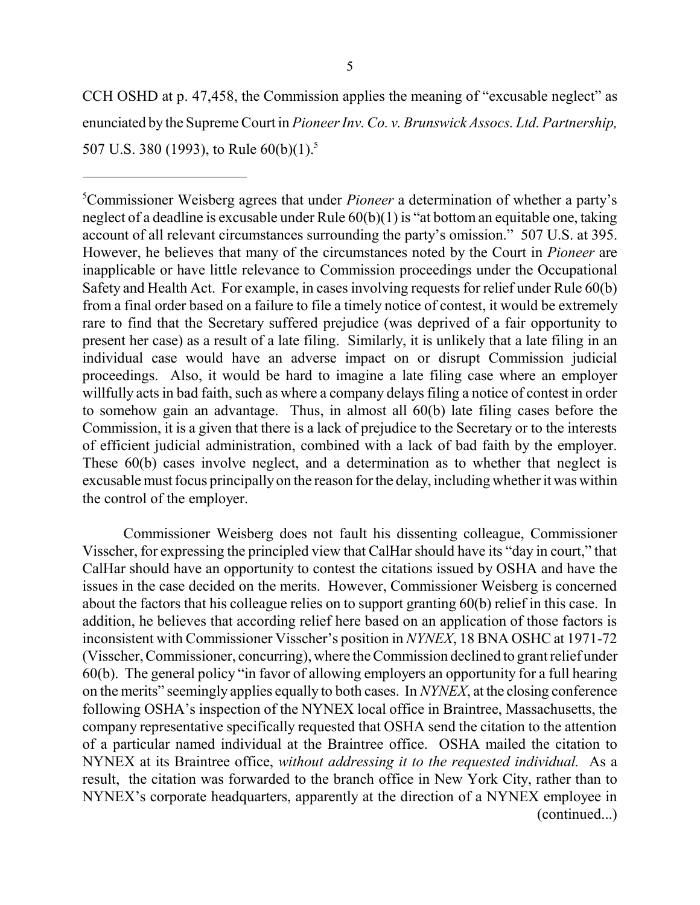CCH OSHD at p. 47,458, the Commission applies the meaning of "excusable neglect" as enunciated by the Supreme Court in *Pioneer Inv. Co. v. Brunswick Assocs. Ltd. Partnership,* 507 U.S. 380 (1993), to Rule 60(b)(1).[5]

---

[5]Commissioner Weisberg agrees that under *Pioneer* a determination of whether a party's neglect of a deadline is excusable under Rule 60(b)(1) is "at bottom an equitable one, taking account of all relevant circumstances surrounding the party's omission." 507 U.S. at 395. However, he believes that many of the circumstances noted by the Court in *Pioneer* are inapplicable or have little relevance to Commission proceedings under the Occupational Safety and Health Act. For example, in cases involving requests for relief under Rule 60(b) from a final order based on a failure to file a timely notice of contest, it would be extremely rare to find that the Secretary suffered prejudice (was deprived of a fair opportunity to present her case) as a result of a late filing. Similarly, it is unlikely that a late filing in an individual case would have an adverse impact on or disrupt Commission judicial proceedings. Also, it would be hard to imagine a late filing case where an employer willfully acts in bad faith, such as where a company delays filing a notice of contest in order to somehow gain an advantage. Thus, in almost all 60(b) late filing cases before the Commission, it is a given that there is a lack of prejudice to the Secretary or to the interests of efficient judicial administration, combined with a lack of bad faith by the employer. These 60(b) cases involve neglect, and a determination as to whether that neglect is excusable must focus principally on the reason for the delay, including whether it was within the control of the employer.

Commissioner Weisberg does not fault his dissenting colleague, Commissioner Visscher, for expressing the principled view that CalHar should have its "day in court," that CalHar should have an opportunity to contest the citations issued by OSHA and have the issues in the case decided on the merits. However, Commissioner Weisberg is concerned about the factors that his colleague relies on to support granting 60(b) relief in this case. In addition, he believes that according relief here based on an application of those factors is inconsistent with Commissioner Visscher's position in *NYNEX*, 18 BNA OSHC at 1971-72 (Visscher, Commissioner, concurring), where the Commission declined to grant relief under 60(b). The general policy "in favor of allowing employers an opportunity for a full hearing on the merits" seemingly applies equally to both cases. In *NYNEX*, at the closing conference following OSHA's inspection of the NYNEX local office in Braintree, Massachusetts, the company representative specifically requested that OSHA send the citation to the attention of a particular named individual at the Braintree office. OSHA mailed the citation to NYNEX at its Braintree office, *without addressing it to the requested individual.* As a result, the citation was forwarded to the branch office in New York City, rather than to NYNEX's corporate headquarters, apparently at the direction of a NYNEX employee in (continued...)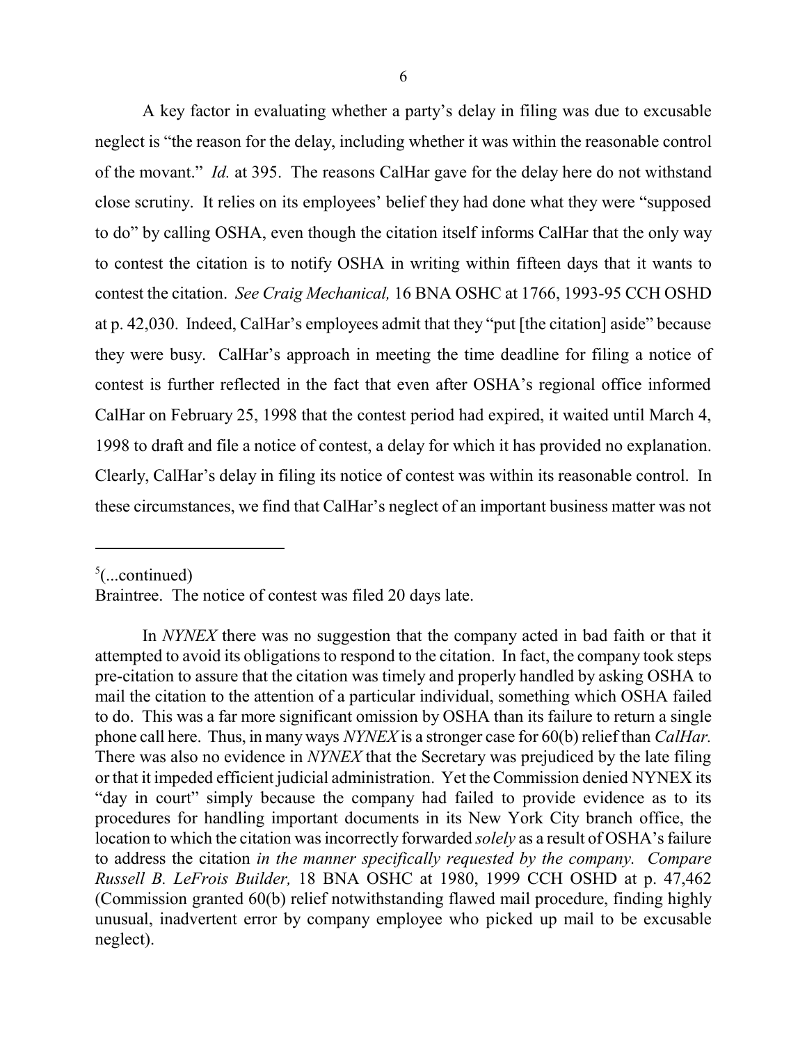A key factor in evaluating whether a party's delay in filing was due to excusable neglect is "the reason for the delay, including whether it was within the reasonable control of the movant." *Id.* at 395. The reasons CalHar gave for the delay here do not withstand close scrutiny. It relies on its employees' belief they had done what they were "supposed to do" by calling OSHA, even though the citation itself informs CalHar that the only way to contest the citation is to notify OSHA in writing within fifteen days that it wants to contest the citation. *See Craig Mechanical,* 16 BNA OSHC at 1766, 1993-95 CCH OSHD at p. 42,030. Indeed, CalHar's employees admit that they "put [the citation] aside" because they were busy. CalHar's approach in meeting the time deadline for filing a notice of contest is further reflected in the fact that even after OSHA's regional office informed CalHar on February 25, 1998 that the contest period had expired, it waited until March 4, 1998 to draft and file a notice of contest, a delay for which it has provided no explanation. Clearly, CalHar's delay in filing its notice of contest was within its reasonable control. In these circumstances, we find that CalHar's neglect of an important business matter was not

---

[5](...continued)
Braintree. The notice of contest was filed 20 days late.

In *NYNEX* there was no suggestion that the company acted in bad faith or that it attempted to avoid its obligations to respond to the citation. In fact, the company took steps pre-citation to assure that the citation was timely and properly handled by asking OSHA to mail the citation to the attention of a particular individual, something which OSHA failed to do. This was a far more significant omission by OSHA than its failure to return a single phone call here. Thus, in many ways *NYNEX* is a stronger case for 60(b) relief than *CalHar.* There was also no evidence in *NYNEX* that the Secretary was prejudiced by the late filing or that it impeded efficient judicial administration. Yet the Commission denied NYNEX its "day in court" simply because the company had failed to provide evidence as to its procedures for handling important documents in its New York City branch office, the location to which the citation was incorrectly forwarded *solely* as a result of OSHA's failure to address the citation *in the manner specifically requested by the company. Compare Russell B. LeFrois Builder,* 18 BNA OSHC at 1980, 1999 CCH OSHD at p. 47,462 (Commission granted 60(b) relief notwithstanding flawed mail procedure, finding highly unusual, inadvertent error by company employee who picked up mail to be excusable neglect).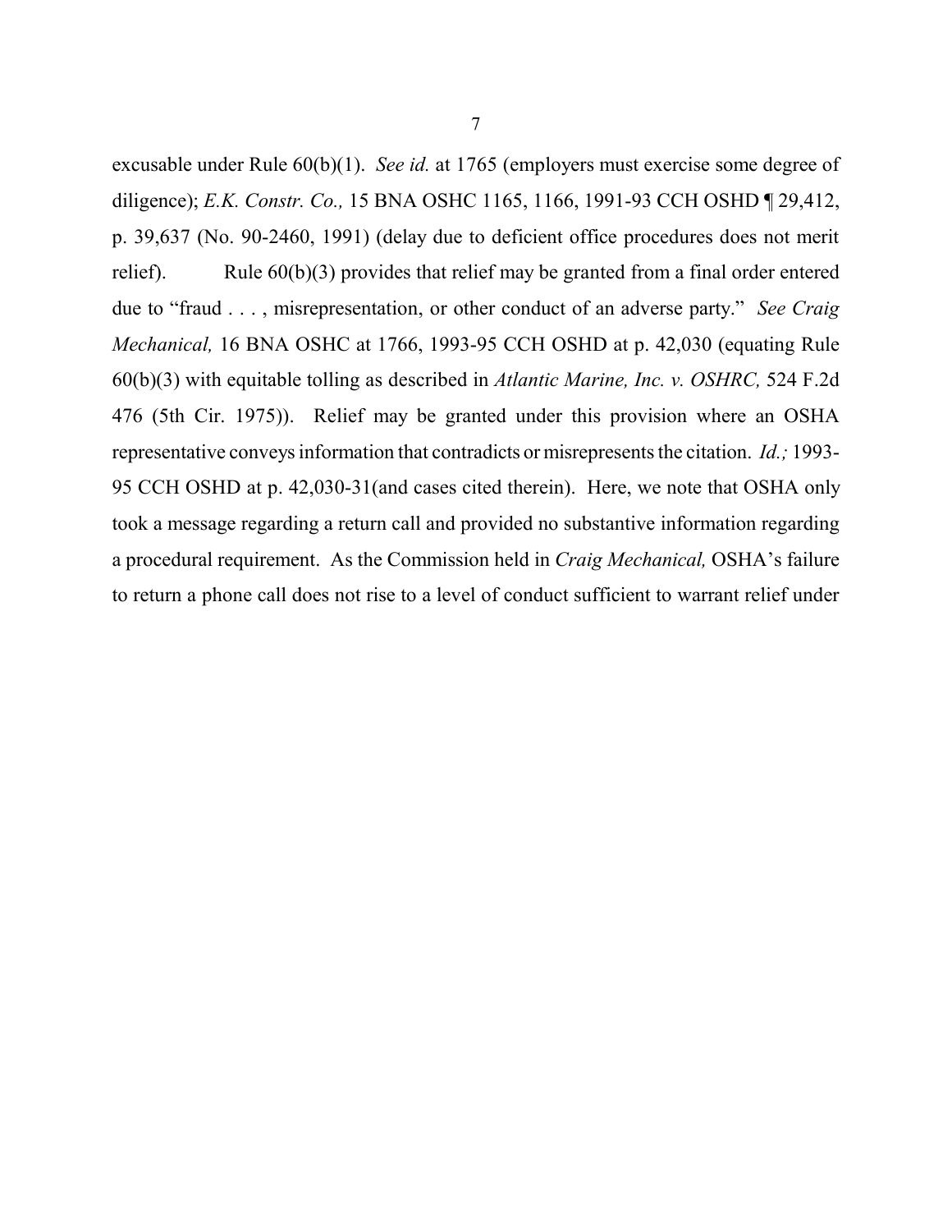excusable under Rule 60(b)(1). *See id.* at 1765 (employers must exercise some degree of diligence); *E.K. Constr. Co.,* 15 BNA OSHC 1165, 1166, 1991-93 CCH OSHD ¶ 29,412, p. 39,637 (No. 90-2460, 1991) (delay due to deficient office procedures does not merit relief). Rule 60(b)(3) provides that relief may be granted from a final order entered due to "fraud . . . , misrepresentation, or other conduct of an adverse party." *See Craig Mechanical,* 16 BNA OSHC at 1766, 1993-95 CCH OSHD at p. 42,030 (equating Rule 60(b)(3) with equitable tolling as described in *Atlantic Marine, Inc. v. OSHRC,* 524 F.2d 476 (5th Cir. 1975)). Relief may be granted under this provision where an OSHA representative conveys information that contradicts or misrepresents the citation. *Id.;* 1993-95 CCH OSHD at p. 42,030-31(and cases cited therein). Here, we note that OSHA only took a message regarding a return call and provided no substantive information regarding a procedural requirement. As the Commission held in *Craig Mechanical,* OSHA's failure to return a phone call does not rise to a level of conduct sufficient to warrant relief under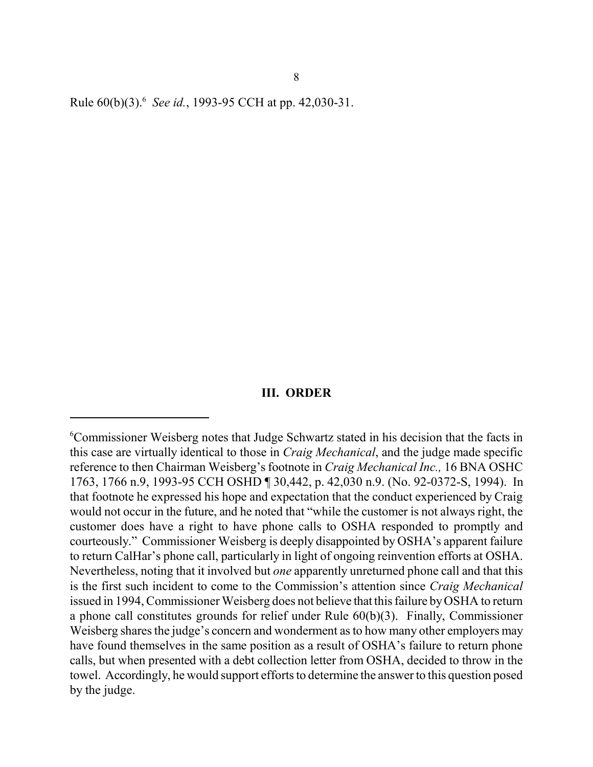Rule 60(b)(3).[6] *See id.*, 1993-95 CCH at pp. 42,030-31.

## III. ORDER

---

[6]Commissioner Weisberg notes that Judge Schwartz stated in his decision that the facts in this case are virtually identical to those in *Craig Mechanical*, and the judge made specific reference to then Chairman Weisberg's footnote in *Craig Mechanical Inc.,* 16 BNA OSHC 1763, 1766 n.9, 1993-95 CCH OSHD ¶ 30,442, p. 42,030 n.9. (No. 92-0372-S, 1994). In that footnote he expressed his hope and expectation that the conduct experienced by Craig would not occur in the future, and he noted that "while the customer is not always right, the customer does have a right to have phone calls to OSHA responded to promptly and courteously." Commissioner Weisberg is deeply disappointed by OSHA's apparent failure to return CalHar's phone call, particularly in light of ongoing reinvention efforts at OSHA. Nevertheless, noting that it involved but *one* apparently unreturned phone call and that this is the first such incident to come to the Commission's attention since *Craig Mechanical* issued in 1994, Commissioner Weisberg does not believe that this failure by OSHA to return a phone call constitutes grounds for relief under Rule 60(b)(3). Finally, Commissioner Weisberg shares the judge's concern and wonderment as to how many other employers may have found themselves in the same position as a result of OSHA's failure to return phone calls, but when presented with a debt collection letter from OSHA, decided to throw in the towel. Accordingly, he would support efforts to determine the answer to this question posed by the judge.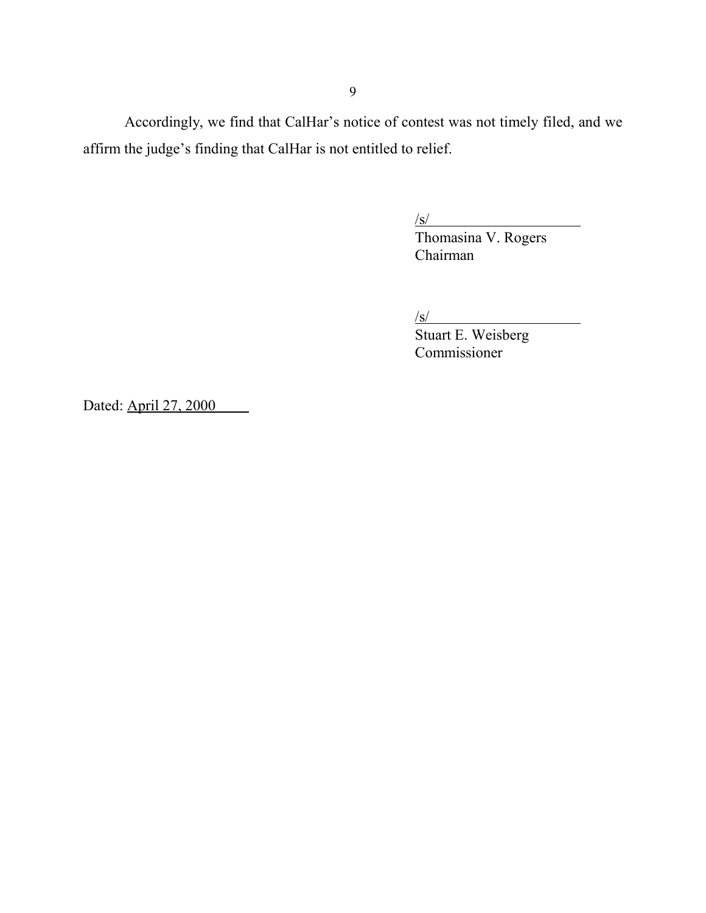Accordingly, we find that CalHar's notice of contest was not timely filed, and we affirm the judge's finding that CalHar is not entitled to relief.

/s/
Thomasina V. Rogers
Chairman

/s/
Stuart E. Weisberg
Commissioner

Dated: April 27, 2000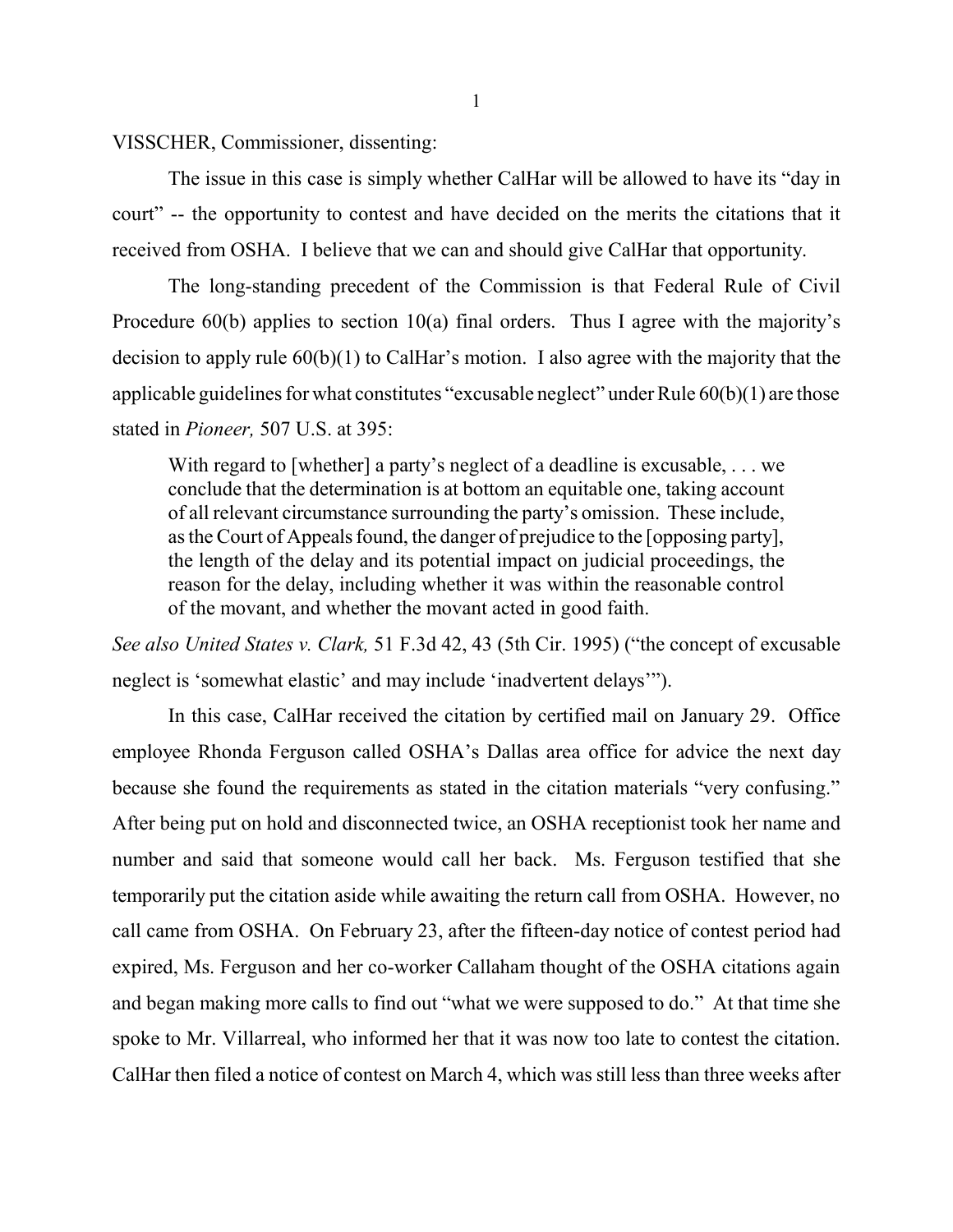VISSCHER, Commissioner, dissenting:

The issue in this case is simply whether CalHar will be allowed to have its "day in court" -- the opportunity to contest and have decided on the merits the citations that it received from OSHA. I believe that we can and should give CalHar that opportunity.

The long-standing precedent of the Commission is that Federal Rule of Civil Procedure 60(b) applies to section 10(a) final orders. Thus I agree with the majority's decision to apply rule 60(b)(1) to CalHar's motion. I also agree with the majority that the applicable guidelines for what constitutes "excusable neglect" under Rule 60(b)(1) are those stated in *Pioneer,* 507 U.S. at 395:

> With regard to [whether] a party's neglect of a deadline is excusable, . . . we conclude that the determination is at bottom an equitable one, taking account of all relevant circumstance surrounding the party's omission. These include, as the Court of Appeals found, the danger of prejudice to the [opposing party], the length of the delay and its potential impact on judicial proceedings, the reason for the delay, including whether it was within the reasonable control of the movant, and whether the movant acted in good faith.

*See also United States v. Clark,* 51 F.3d 42, 43 (5th Cir. 1995) ("the concept of excusable neglect is 'somewhat elastic' and may include 'inadvertent delays'").

In this case, CalHar received the citation by certified mail on January 29. Office employee Rhonda Ferguson called OSHA's Dallas area office for advice the next day because she found the requirements as stated in the citation materials "very confusing." After being put on hold and disconnected twice, an OSHA receptionist took her name and number and said that someone would call her back. Ms. Ferguson testified that she temporarily put the citation aside while awaiting the return call from OSHA. However, no call came from OSHA. On February 23, after the fifteen-day notice of contest period had expired, Ms. Ferguson and her co-worker Callaham thought of the OSHA citations again and began making more calls to find out "what we were supposed to do." At that time she spoke to Mr. Villarreal, who informed her that it was now too late to contest the citation. CalHar then filed a notice of contest on March 4, which was still less than three weeks after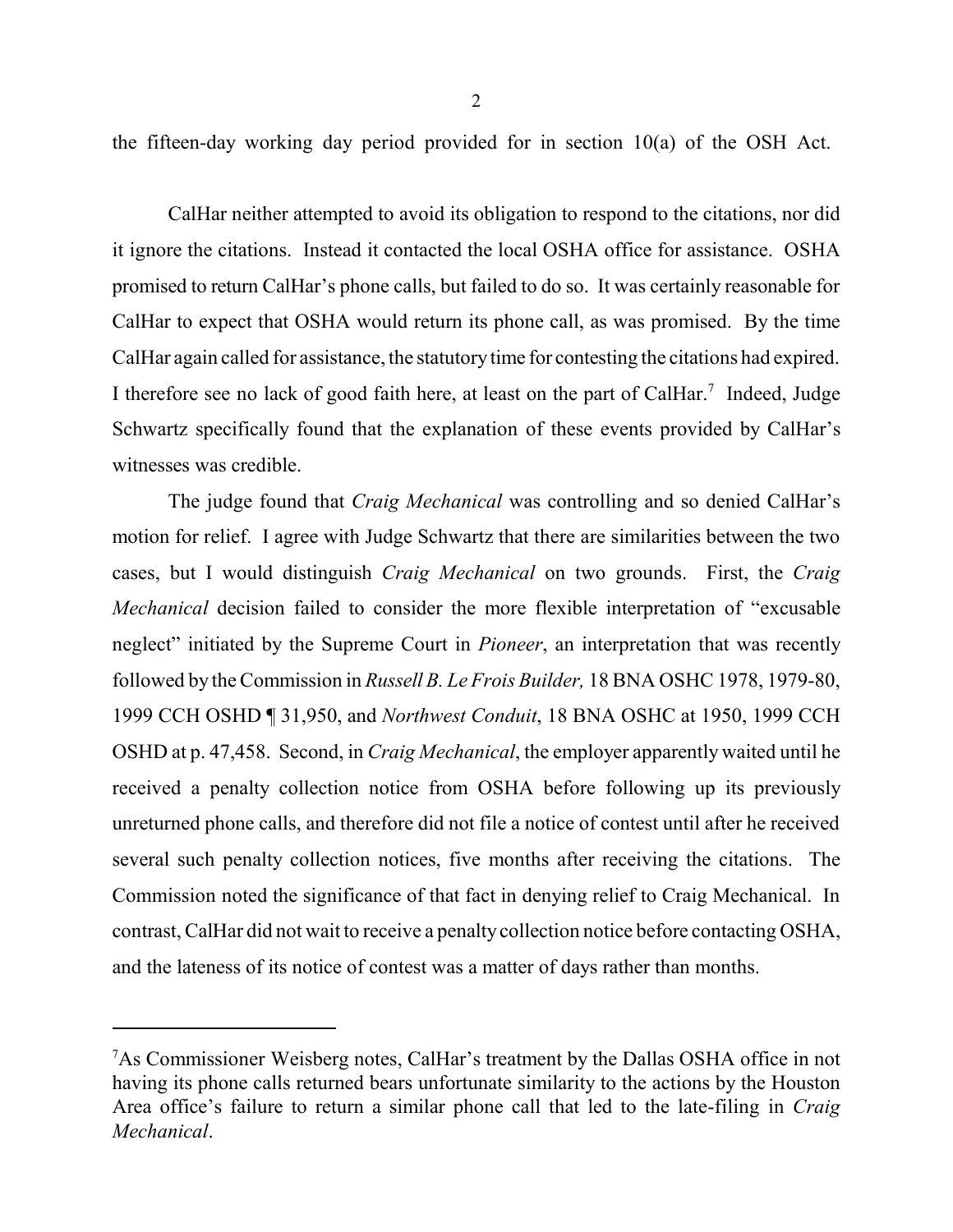the fifteen-day working day period provided for in section 10(a) of the OSH Act.

CalHar neither attempted to avoid its obligation to respond to the citations, nor did it ignore the citations. Instead it contacted the local OSHA office for assistance. OSHA promised to return CalHar's phone calls, but failed to do so. It was certainly reasonable for CalHar to expect that OSHA would return its phone call, as was promised. By the time CalHar again called for assistance, the statutory time for contesting the citations had expired. I therefore see no lack of good faith here, at least on the part of CalHar.[7] Indeed, Judge Schwartz specifically found that the explanation of these events provided by CalHar's witnesses was credible.

The judge found that *Craig Mechanical* was controlling and so denied CalHar's motion for relief. I agree with Judge Schwartz that there are similarities between the two cases, but I would distinguish *Craig Mechanical* on two grounds. First, the *Craig Mechanical* decision failed to consider the more flexible interpretation of "excusable neglect" initiated by the Supreme Court in *Pioneer*, an interpretation that was recently followed by the Commission in *Russell B. Le Frois Builder,* 18 BNA OSHC 1978, 1979-80, 1999 CCH OSHD ¶ 31,950, and *Northwest Conduit*, 18 BNA OSHC at 1950, 1999 CCH OSHD at p. 47,458. Second, in *Craig Mechanical*, the employer apparently waited until he received a penalty collection notice from OSHA before following up its previously unreturned phone calls, and therefore did not file a notice of contest until after he received several such penalty collection notices, five months after receiving the citations. The Commission noted the significance of that fact in denying relief to Craig Mechanical. In contrast, CalHar did not wait to receive a penalty collection notice before contacting OSHA, and the lateness of its notice of contest was a matter of days rather than months.

---

[7]As Commissioner Weisberg notes, CalHar's treatment by the Dallas OSHA office in not having its phone calls returned bears unfortunate similarity to the actions by the Houston Area office's failure to return a similar phone call that led to the late-filing in *Craig Mechanical*.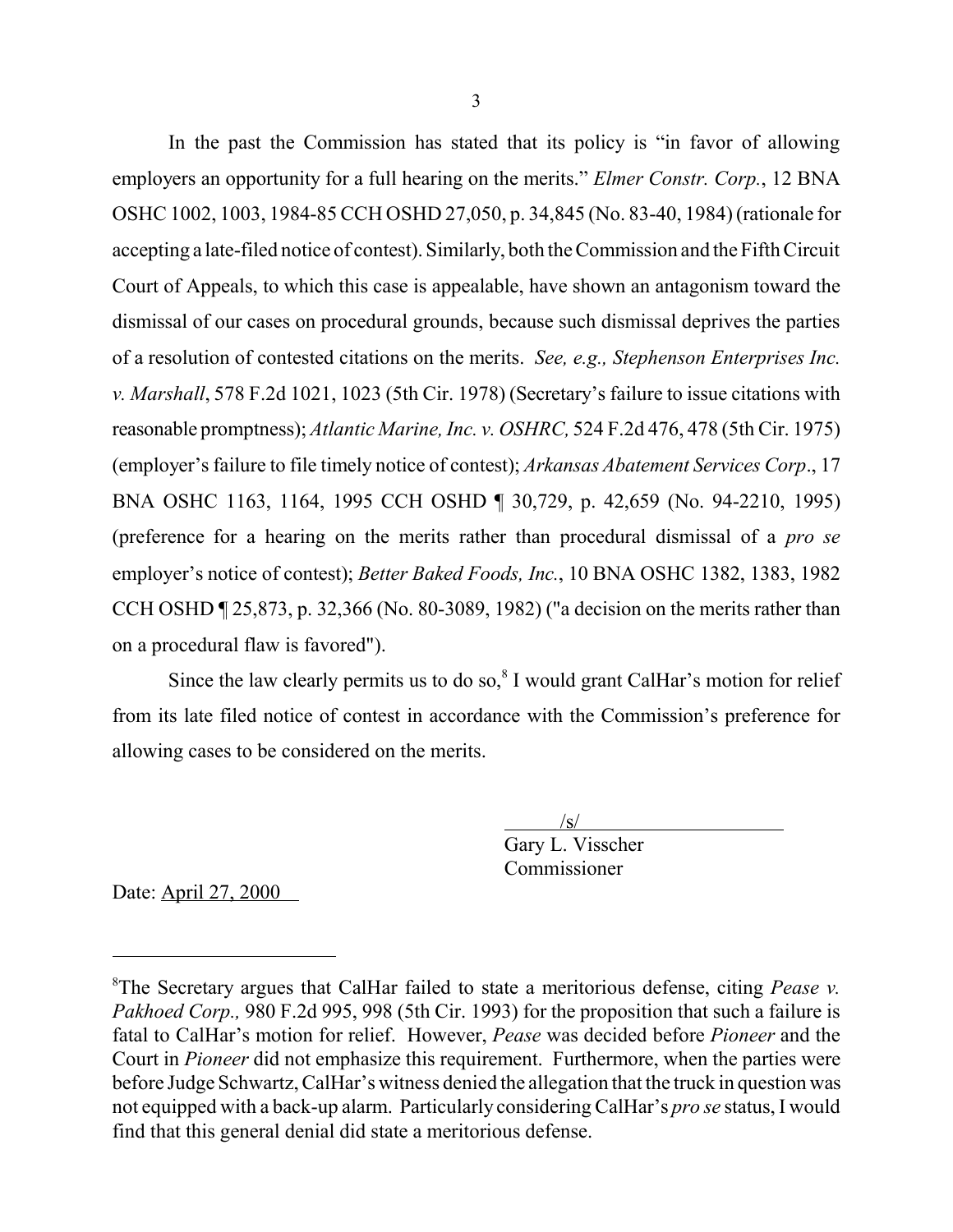In the past the Commission has stated that its policy is "in favor of allowing employers an opportunity for a full hearing on the merits." *Elmer Constr. Corp.*, 12 BNA OSHC 1002, 1003, 1984-85 CCH OSHD 27,050, p. 34,845 (No. 83-40, 1984) (rationale for accepting a late-filed notice of contest). Similarly, both the Commission and the Fifth Circuit Court of Appeals, to which this case is appealable, have shown an antagonism toward the dismissal of our cases on procedural grounds, because such dismissal deprives the parties of a resolution of contested citations on the merits. *See, e.g., Stephenson Enterprises Inc. v. Marshall*, 578 F.2d 1021, 1023 (5th Cir. 1978) (Secretary's failure to issue citations with reasonable promptness); *Atlantic Marine, Inc. v. OSHRC,* 524 F.2d 476, 478 (5th Cir. 1975) (employer's failure to file timely notice of contest); *Arkansas Abatement Services Corp*., 17 BNA OSHC 1163, 1164, 1995 CCH OSHD ¶ 30,729, p. 42,659 (No. 94-2210, 1995) (preference for a hearing on the merits rather than procedural dismissal of a *pro se* employer's notice of contest); *Better Baked Foods, Inc.*, 10 BNA OSHC 1382, 1383, 1982 CCH OSHD ¶ 25,873, p. 32,366 (No. 80-3089, 1982) ("a decision on the merits rather than on a procedural flaw is favored").

Since the law clearly permits us to do so,[8] I would grant CalHar's motion for relief from its late filed notice of contest in accordance with the Commission's preference for allowing cases to be considered on the merits.

/s/
Gary L. Visscher
Commissioner

Date: April 27, 2000

[8] The Secretary argues that CalHar failed to state a meritorious defense, citing *Pease v. Pakhoed Corp.,* 980 F.2d 995, 998 (5th Cir. 1993) for the proposition that such a failure is fatal to CalHar's motion for relief. However, *Pease* was decided before *Pioneer* and the Court in *Pioneer* did not emphasize this requirement. Furthermore, when the parties were before Judge Schwartz, CalHar's witness denied the allegation that the truck in question was not equipped with a back-up alarm. Particularly considering CalHar's *pro se* status, I would find that this general denial did state a meritorious defense.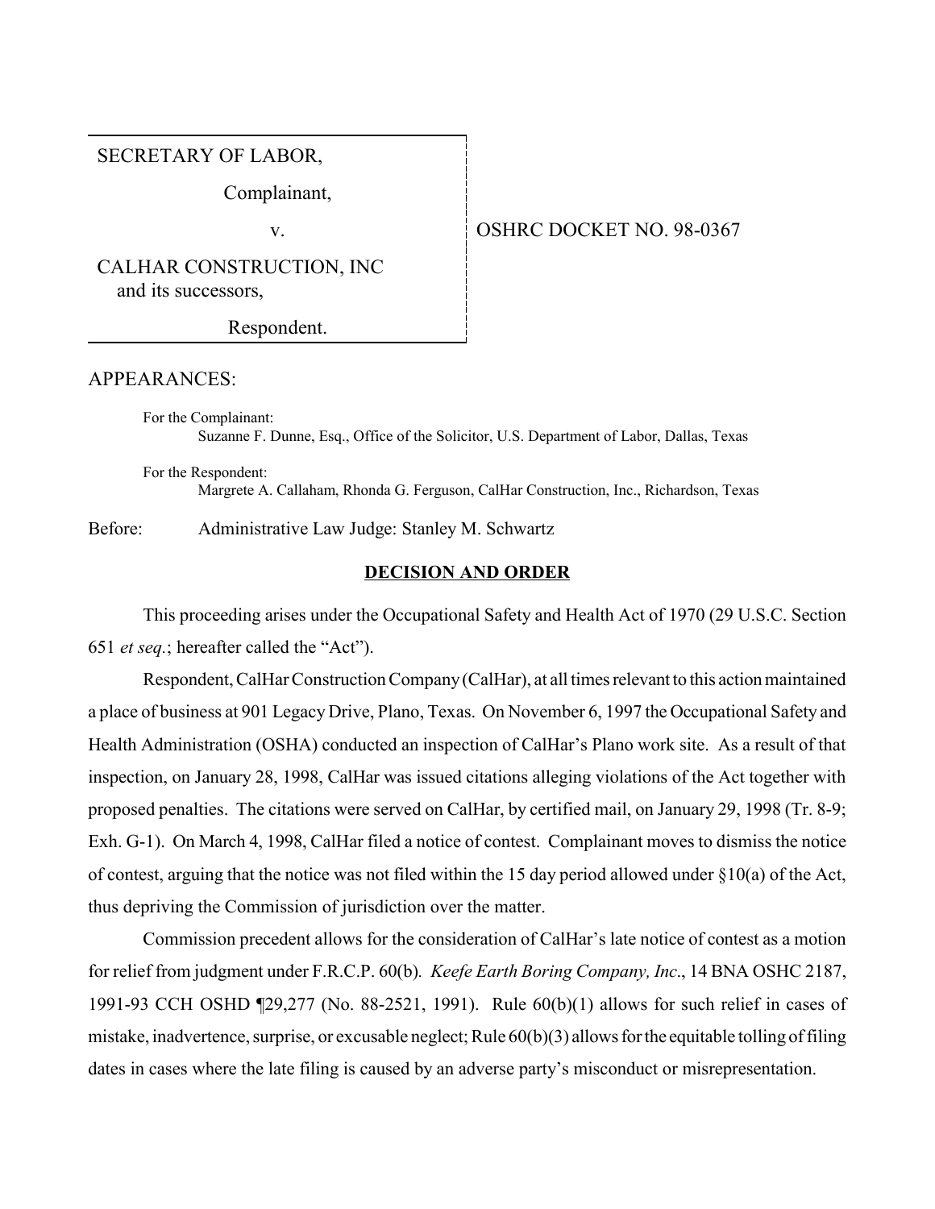SECRETARY OF LABOR,

Complainant,

v.

CALHAR CONSTRUCTION, INC and its successors,

Respondent.

OSHRC DOCKET NO. 98-0367

APPEARANCES:

For the Complainant:
Suzanne F. Dunne, Esq., Office of the Solicitor, U.S. Department of Labor, Dallas, Texas

For the Respondent:
Margrete A. Callaham, Rhonda G. Ferguson, CalHar Construction, Inc., Richardson, Texas

Before: Administrative Law Judge: Stanley M. Schwartz

## DECISION AND ORDER

This proceeding arises under the Occupational Safety and Health Act of 1970 (29 U.S.C. Section 651 *et seq.*; hereafter called the "Act").

Respondent, CalHar Construction Company (CalHar), at all times relevant to this action maintained a place of business at 901 Legacy Drive, Plano, Texas. On November 6, 1997 the Occupational Safety and Health Administration (OSHA) conducted an inspection of CalHar's Plano work site. As a result of that inspection, on January 28, 1998, CalHar was issued citations alleging violations of the Act together with proposed penalties. The citations were served on CalHar, by certified mail, on January 29, 1998 (Tr. 8-9; Exh. G-1). On March 4, 1998, CalHar filed a notice of contest. Complainant moves to dismiss the notice of contest, arguing that the notice was not filed within the 15 day period allowed under §10(a) of the Act, thus depriving the Commission of jurisdiction over the matter.

Commission precedent allows for the consideration of CalHar's late notice of contest as a motion for relief from judgment under F.R.C.P. 60(b). *Keefe Earth Boring Company, Inc*., 14 BNA OSHC 2187, 1991-93 CCH OSHD ¶29,277 (No. 88-2521, 1991). Rule 60(b)(1) allows for such relief in cases of mistake, inadvertence, surprise, or excusable neglect; Rule 60(b)(3) allows for the equitable tolling of filing dates in cases where the late filing is caused by an adverse party's misconduct or misrepresentation.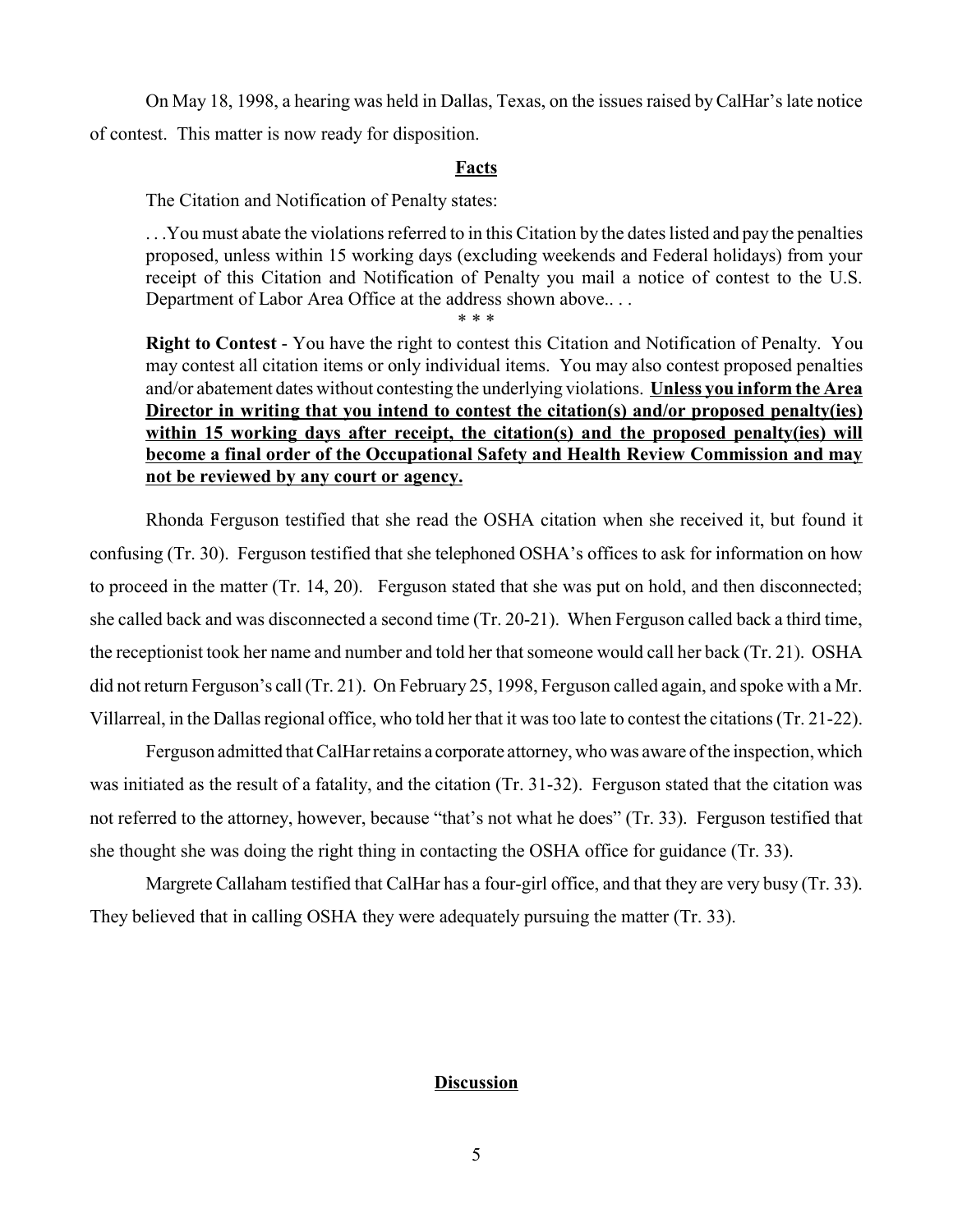On May 18, 1998, a hearing was held in Dallas, Texas, on the issues raised by CalHar's late notice of contest. This matter is now ready for disposition.

## Facts

The Citation and Notification of Penalty states:

> . . .You must abate the violations referred to in this Citation by the dates listed and pay the penalties proposed, unless within 15 working days (excluding weekends and Federal holidays) from your receipt of this Citation and Notification of Penalty you mail a notice of contest to the U.S. Department of Labor Area Office at the address shown above.. . .
>
> * * *
>
> **Right to Contest** - You have the right to contest this Citation and Notification of Penalty. You may contest all citation items or only individual items. You may also contest proposed penalties and/or abatement dates without contesting the underlying violations. **Unless you inform the Area Director in writing that you intend to contest the citation(s) and/or proposed penalty(ies) within 15 working days after receipt, the citation(s) and the proposed penalty(ies) will become a final order of the Occupational Safety and Health Review Commission and may not be reviewed by any court or agency.**

Rhonda Ferguson testified that she read the OSHA citation when she received it, but found it confusing (Tr. 30). Ferguson testified that she telephoned OSHA's offices to ask for information on how to proceed in the matter (Tr. 14, 20). Ferguson stated that she was put on hold, and then disconnected; she called back and was disconnected a second time (Tr. 20-21). When Ferguson called back a third time, the receptionist took her name and number and told her that someone would call her back (Tr. 21). OSHA did not return Ferguson's call (Tr. 21). On February 25, 1998, Ferguson called again, and spoke with a Mr. Villarreal, in the Dallas regional office, who told her that it was too late to contest the citations (Tr. 21-22).

Ferguson admitted that CalHar retains a corporate attorney, who was aware of the inspection, which was initiated as the result of a fatality, and the citation (Tr. 31-32). Ferguson stated that the citation was not referred to the attorney, however, because "that's not what he does" (Tr. 33). Ferguson testified that she thought she was doing the right thing in contacting the OSHA office for guidance (Tr. 33).

Margrete Callaham testified that CalHar has a four-girl office, and that they are very busy (Tr. 33). They believed that in calling OSHA they were adequately pursuing the matter (Tr. 33).

## Discussion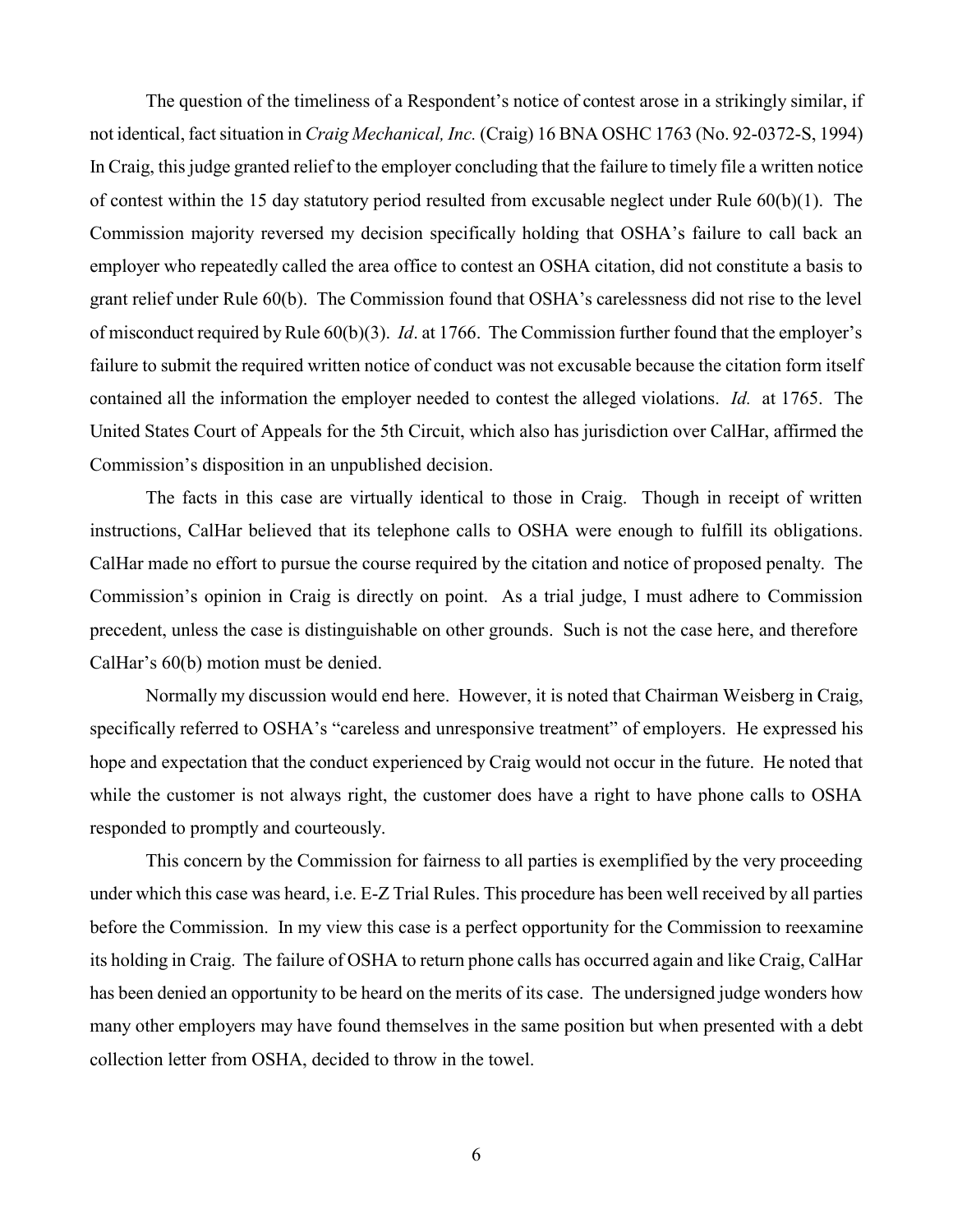The question of the timeliness of a Respondent's notice of contest arose in a strikingly similar, if not identical, fact situation in *Craig Mechanical, Inc.* (Craig) 16 BNA OSHC 1763 (No. 92-0372-S, 1994) In Craig, this judge granted relief to the employer concluding that the failure to timely file a written notice of contest within the 15 day statutory period resulted from excusable neglect under Rule 60(b)(1). The Commission majority reversed my decision specifically holding that OSHA's failure to call back an employer who repeatedly called the area office to contest an OSHA citation, did not constitute a basis to grant relief under Rule 60(b). The Commission found that OSHA's carelessness did not rise to the level of misconduct required by Rule 60(b)(3). *Id*. at 1766. The Commission further found that the employer's failure to submit the required written notice of conduct was not excusable because the citation form itself contained all the information the employer needed to contest the alleged violations. *Id.* at 1765. The United States Court of Appeals for the 5th Circuit, which also has jurisdiction over CalHar, affirmed the Commission's disposition in an unpublished decision.

The facts in this case are virtually identical to those in Craig. Though in receipt of written instructions, CalHar believed that its telephone calls to OSHA were enough to fulfill its obligations. CalHar made no effort to pursue the course required by the citation and notice of proposed penalty. The Commission's opinion in Craig is directly on point. As a trial judge, I must adhere to Commission precedent, unless the case is distinguishable on other grounds. Such is not the case here, and therefore CalHar's 60(b) motion must be denied.

Normally my discussion would end here. However, it is noted that Chairman Weisberg in Craig, specifically referred to OSHA's "careless and unresponsive treatment" of employers. He expressed his hope and expectation that the conduct experienced by Craig would not occur in the future. He noted that while the customer is not always right, the customer does have a right to have phone calls to OSHA responded to promptly and courteously.

This concern by the Commission for fairness to all parties is exemplified by the very proceeding under which this case was heard, i.e. E-Z Trial Rules. This procedure has been well received by all parties before the Commission. In my view this case is a perfect opportunity for the Commission to reexamine its holding in Craig. The failure of OSHA to return phone calls has occurred again and like Craig, CalHar has been denied an opportunity to be heard on the merits of its case. The undersigned judge wonders how many other employers may have found themselves in the same position but when presented with a debt collection letter from OSHA, decided to throw in the towel.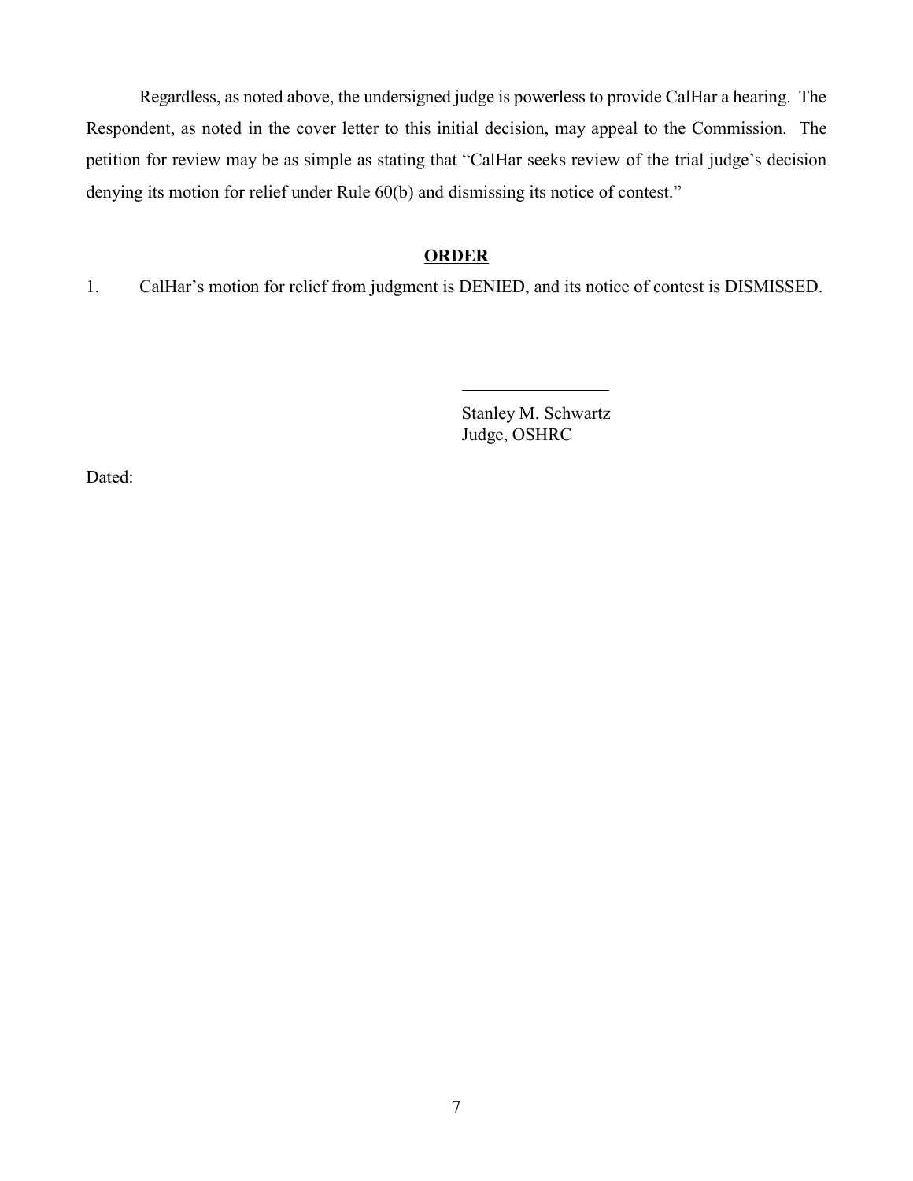Regardless, as noted above, the undersigned judge is powerless to provide CalHar a hearing. The Respondent, as noted in the cover letter to this initial decision, may appeal to the Commission. The petition for review may be as simple as stating that "CalHar seeks review of the trial judge's decision denying its motion for relief under Rule 60(b) and dismissing its notice of contest."

## **ORDER**

1. CalHar's motion for relief from judgment is DENIED, and its notice of contest is DISMISSED.

Stanley M. Schwartz
Judge, OSHRC

Dated: